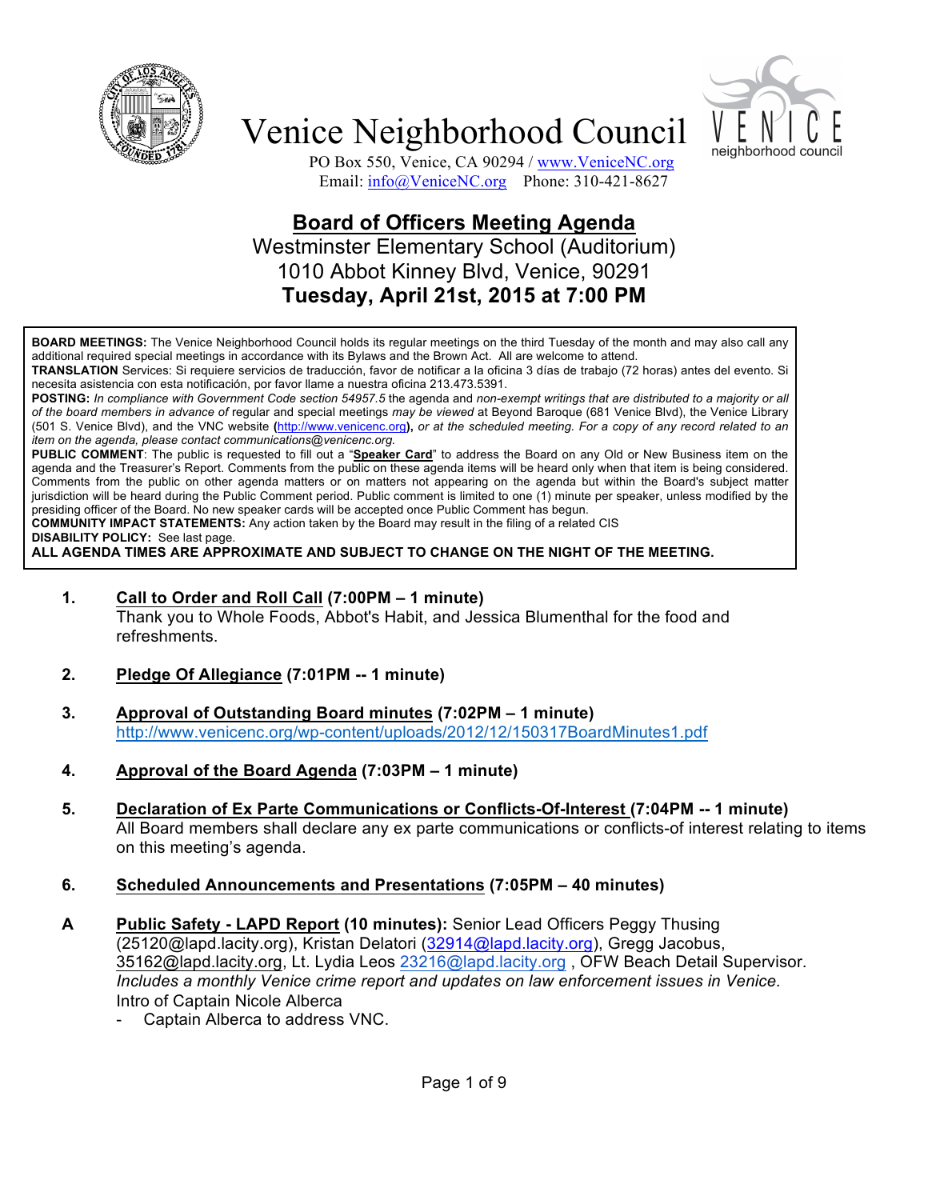# Venice Neighborhood Council

PO Box 550, Venice, CA 90294 / www.VeniceNC.org
Email: info@VeniceNC.org Phone: 310-421-8627

## Board of Officers Meeting Agenda

Westminster Elementary School (Auditorium)
1010 Abbot Kinney Blvd, Venice, 90291
**Tuesday, April 21st, 2015 at 7:00 PM**

**BOARD MEETINGS:** The Venice Neighborhood Council holds its regular meetings on the third Tuesday of the month and may also call any additional required special meetings in accordance with its Bylaws and the Brown Act. All are welcome to attend.
**TRANSLATION** Services: Si requiere servicios de traducción, favor de notificar a la oficina 3 días de trabajo (72 horas) antes del evento. Si necesita asistencia con esta notificación, por favor llame a nuestra oficina 213.473.5391.
**POSTING:** *In compliance with Government Code section 54957.5* the agenda and *non-exempt writings that are distributed to a majority or all of the board members in advance of* regular and special meetings *may be viewed* at Beyond Baroque (681 Venice Blvd), the Venice Library (501 S. Venice Blvd), and the VNC website **(**http://www.venicenc.org**)**, *or at the scheduled meeting. For a copy of any record related to an item on the agenda, please contact communications@venicenc.org.*
**PUBLIC COMMENT**: The public is requested to fill out a "**Speaker Card**" to address the Board on any Old or New Business item on the agenda and the Treasurer's Report. Comments from the public on these agenda items will be heard only when that item is being considered. Comments from the public on other agenda matters or on matters not appearing on the agenda but within the Board's subject matter jurisdiction will be heard during the Public Comment period. Public comment is limited to one (1) minute per speaker, unless modified by the presiding officer of the Board. No new speaker cards will be accepted once Public Comment has begun.
**COMMUNITY IMPACT STATEMENTS:** Any action taken by the Board may result in the filing of a related CIS
**DISABILITY POLICY:** See last page.
**ALL AGENDA TIMES ARE APPROXIMATE AND SUBJECT TO CHANGE ON THE NIGHT OF THE MEETING.**

**1. Call to Order and Roll Call (7:00PM – 1 minute)**
Thank you to Whole Foods, Abbot's Habit, and Jessica Blumenthal for the food and refreshments.

**2. Pledge Of Allegiance (7:01PM -- 1 minute)**

**3. Approval of Outstanding Board minutes (7:02PM – 1 minute)**
http://www.venicenc.org/wp-content/uploads/2012/12/150317BoardMinutes1.pdf

**4. Approval of the Board Agenda (7:03PM – 1 minute)**

**5. Declaration of Ex Parte Communications or Conflicts-Of-Interest (7:04PM -- 1 minute)**
All Board members shall declare any ex parte communications or conflicts-of interest relating to items on this meeting's agenda.

**6. Scheduled Announcements and Presentations (7:05PM – 40 minutes)**

**A Public Safety - LAPD Report (10 minutes):** Senior Lead Officers Peggy Thusing (25120@lapd.lacity.org), Kristan Delatori (32914@lapd.lacity.org), Gregg Jacobus, 35162@lapd.lacity.org, Lt. Lydia Leos 23216@lapd.lacity.org , OFW Beach Detail Supervisor. *Includes a monthly Venice crime report and updates on law enforcement issues in Venice.*
Intro of Captain Nicole Alberca

- Captain Alberca to address VNC.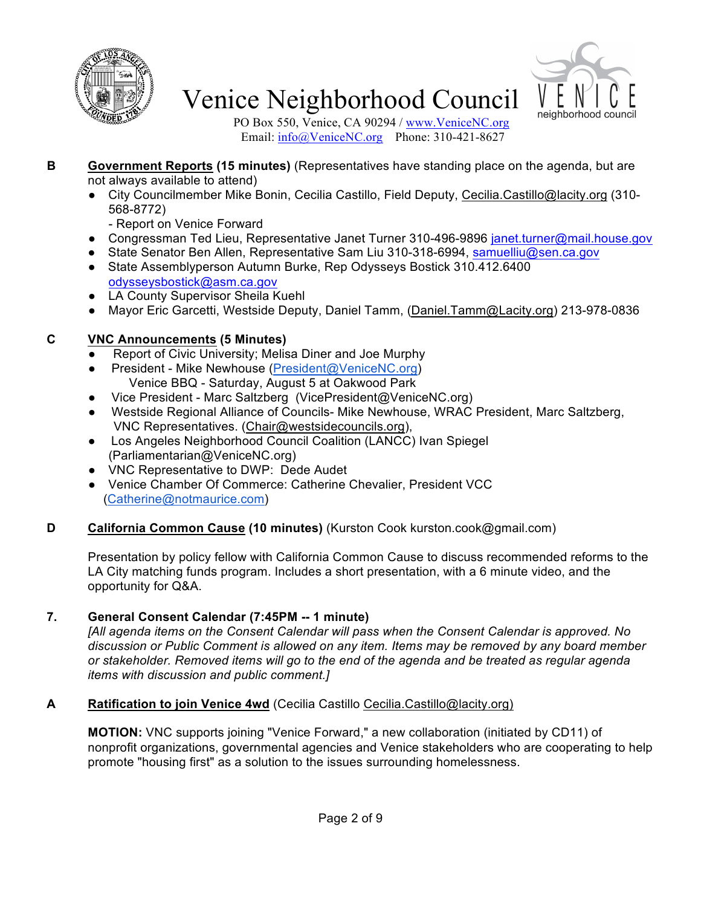Venice Neighborhood Council

PO Box 550, Venice, CA 90294 / www.VeniceNC.org
Email: info@VeniceNC.org Phone: 310-421-8627

**B** **Government Reports (15 minutes)** (Representatives have standing place on the agenda, but are not always available to attend)

- City Councilmember Mike Bonin, Cecilia Castillo, Field Deputy, Cecilia.Castillo@lacity.org (310-568-8772)
  - Report on Venice Forward
- Congressman Ted Lieu, Representative Janet Turner 310-496-9896 janet.turner@mail.house.gov
- State Senator Ben Allen, Representative Sam Liu 310-318-6994, samuelliu@sen.ca.gov
- State Assemblyperson Autumn Burke, Rep Odysseys Bostick 310.412.6400 odysseysbostick@asm.ca.gov
- LA County Supervisor Sheila Kuehl
- Mayor Eric Garcetti, Westside Deputy, Daniel Tamm, (Daniel.Tamm@Lacity.org) 213-978-0836

**C** **VNC Announcements (5 Minutes)**

- Report of Civic University; Melisa Diner and Joe Murphy
- President - Mike Newhouse (President@VeniceNC.org)
  Venice BBQ - Saturday, August 5 at Oakwood Park
- Vice President - Marc Saltzberg (VicePresident@VeniceNC.org)
- Westside Regional Alliance of Councils- Mike Newhouse, WRAC President, Marc Saltzberg, VNC Representatives. (Chair@westsidecouncils.org),
- Los Angeles Neighborhood Council Coalition (LANCC) Ivan Spiegel (Parliamentarian@VeniceNC.org)
- VNC Representative to DWP: Dede Audet
- Venice Chamber Of Commerce: Catherine Chevalier, President VCC (Catherine@notmaurice.com)

**D** **California Common Cause (10 minutes)** (Kurston Cook kurston.cook@gmail.com)

Presentation by policy fellow with California Common Cause to discuss recommended reforms to the LA City matching funds program. Includes a short presentation, with a 6 minute video, and the opportunity for Q&A.

**7.** **General Consent Calendar (7:45PM -- 1 minute)**

*[All agenda items on the Consent Calendar will pass when the Consent Calendar is approved. No discussion or Public Comment is allowed on any item. Items may be removed by any board member or stakeholder. Removed items will go to the end of the agenda and be treated as regular agenda items with discussion and public comment.]*

**A** **Ratification to join Venice 4wd** (Cecilia Castillo Cecilia.Castillo@lacity.org)

**MOTION:** VNC supports joining "Venice Forward," a new collaboration (initiated by CD11) of nonprofit organizations, governmental agencies and Venice stakeholders who are cooperating to help promote "housing first" as a solution to the issues surrounding homelessness.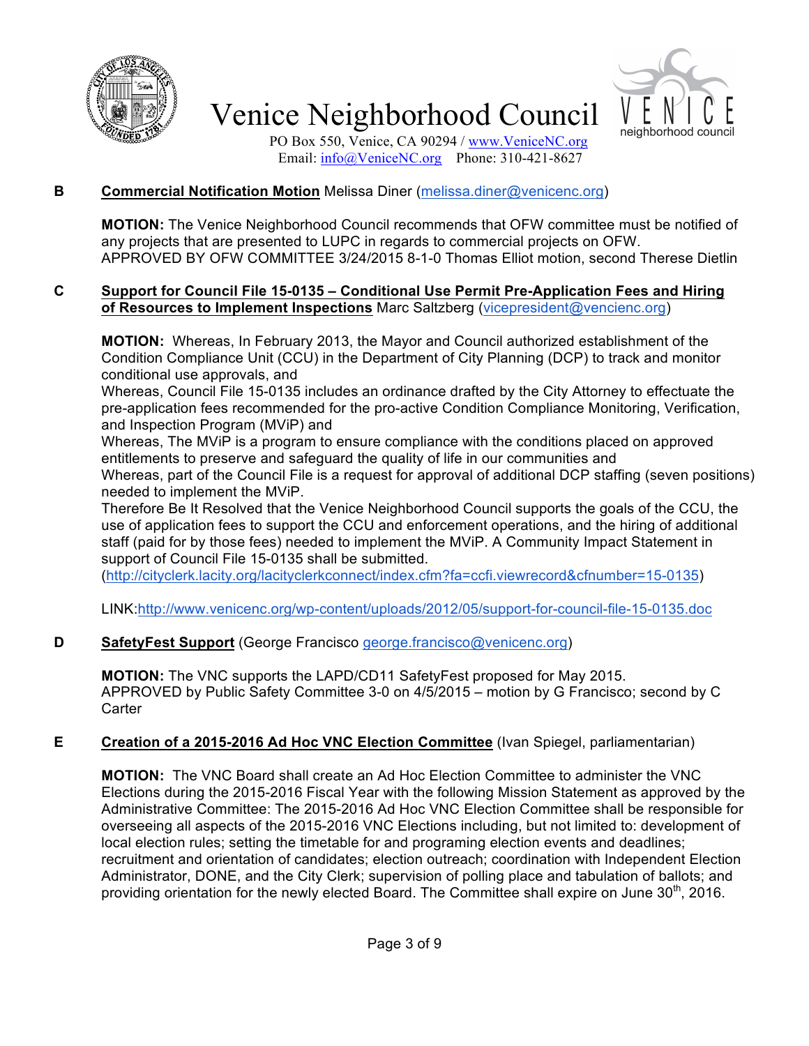**B** **Commercial Notification Motion** Melissa Diner (melissa.diner@venicenc.org)

**MOTION:** The Venice Neighborhood Council recommends that OFW committee must be notified of any projects that are presented to LUPC in regards to commercial projects on OFW.
APPROVED BY OFW COMMITTEE 3/24/2015 8-1-0 Thomas Elliot motion, second Therese Dietlin

**C** **Support for Council File 15-0135 – Conditional Use Permit Pre-Application Fees and Hiring of Resources to Implement Inspections** Marc Saltzberg (vicepresident@vencienc.org)

**MOTION:** Whereas, In February 2013, the Mayor and Council authorized establishment of the Condition Compliance Unit (CCU) in the Department of City Planning (DCP) to track and monitor conditional use approvals, and
Whereas, Council File 15-0135 includes an ordinance drafted by the City Attorney to effectuate the pre-application fees recommended for the pro-active Condition Compliance Monitoring, Verification, and Inspection Program (MViP) and
Whereas, The MViP is a program to ensure compliance with the conditions placed on approved entitlements to preserve and safeguard the quality of life in our communities and
Whereas, part of the Council File is a request for approval of additional DCP staffing (seven positions) needed to implement the MViP.
Therefore Be It Resolved that the Venice Neighborhood Council supports the goals of the CCU, the use of application fees to support the CCU and enforcement operations, and the hiring of additional staff (paid for by those fees) needed to implement the MViP. A Community Impact Statement in support of Council File 15-0135 shall be submitted.
(http://cityclerk.lacity.org/lacityclerkconnect/index.cfm?fa=ccfi.viewrecord&cfnumber=15-0135)

LINK:http://www.venicenc.org/wp-content/uploads/2012/05/support-for-council-file-15-0135.doc

**D** **SafetyFest Support** (George Francisco george.francisco@venicenc.org)

**MOTION:** The VNC supports the LAPD/CD11 SafetyFest proposed for May 2015.
APPROVED by Public Safety Committee 3-0 on 4/5/2015 – motion by G Francisco; second by C Carter

**E** **Creation of a 2015-2016 Ad Hoc VNC Election Committee** (Ivan Spiegel, parliamentarian)

**MOTION:** The VNC Board shall create an Ad Hoc Election Committee to administer the VNC Elections during the 2015-2016 Fiscal Year with the following Mission Statement as approved by the Administrative Committee: The 2015-2016 Ad Hoc VNC Election Committee shall be responsible for overseeing all aspects of the 2015-2016 VNC Elections including, but not limited to: development of local election rules; setting the timetable for and programing election events and deadlines; recruitment and orientation of candidates; election outreach; coordination with Independent Election Administrator, DONE, and the City Clerk; supervision of polling place and tabulation of ballots; and providing orientation for the newly elected Board. The Committee shall expire on June 30th, 2016.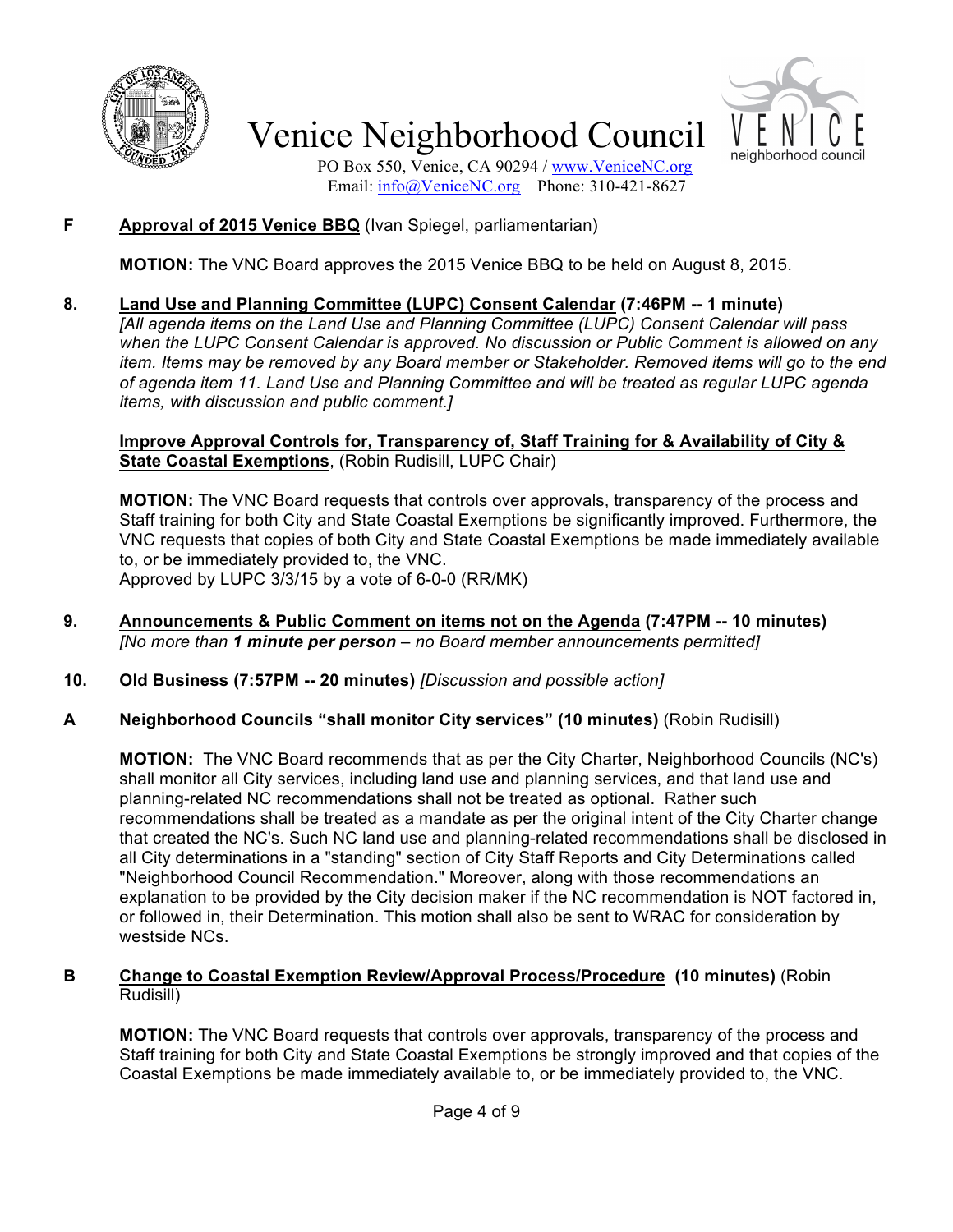**F** **Approval of 2015 Venice BBQ** (Ivan Spiegel, parliamentarian)

**MOTION:** The VNC Board approves the 2015 Venice BBQ to be held on August 8, 2015.

**8.** **Land Use and Planning Committee (LUPC) Consent Calendar (7:46PM -- 1 minute)**
*[All agenda items on the Land Use and Planning Committee (LUPC) Consent Calendar will pass when the LUPC Consent Calendar is approved. No discussion or Public Comment is allowed on any item. Items may be removed by any Board member or Stakeholder. Removed items will go to the end of agenda item 11. Land Use and Planning Committee and will be treated as regular LUPC agenda items, with discussion and public comment.]*

**Improve Approval Controls for, Transparency of, Staff Training for & Availability of City & State Coastal Exemptions**, (Robin Rudisill, LUPC Chair)

**MOTION:** The VNC Board requests that controls over approvals, transparency of the process and Staff training for both City and State Coastal Exemptions be significantly improved. Furthermore, the VNC requests that copies of both City and State Coastal Exemptions be made immediately available to, or be immediately provided to, the VNC.
Approved by LUPC 3/3/15 by a vote of 6-0-0 (RR/MK)

**9.** **Announcements & Public Comment on items not on the Agenda (7:47PM -- 10 minutes)**
*[No more than **1 minute per person** – no Board member announcements permitted]*

**10.** **Old Business (7:57PM -- 20 minutes)** *[Discussion and possible action]*

**A** **Neighborhood Councils "shall monitor City services" (10 minutes)** (Robin Rudisill)

**MOTION:** The VNC Board recommends that as per the City Charter, Neighborhood Councils (NC's) shall monitor all City services, including land use and planning services, and that land use and planning-related NC recommendations shall not be treated as optional. Rather such recommendations shall be treated as a mandate as per the original intent of the City Charter change that created the NC's. Such NC land use and planning-related recommendations shall be disclosed in all City determinations in a "standing" section of City Staff Reports and City Determinations called "Neighborhood Council Recommendation." Moreover, along with those recommendations an explanation to be provided by the City decision maker if the NC recommendation is NOT factored in, or followed in, their Determination. This motion shall also be sent to WRAC for consideration by westside NCs.

**B** **Change to Coastal Exemption Review/Approval Process/Procedure (10 minutes)** (Robin Rudisill)

**MOTION:** The VNC Board requests that controls over approvals, transparency of the process and Staff training for both City and State Coastal Exemptions be strongly improved and that copies of the Coastal Exemptions be made immediately available to, or be immediately provided to, the VNC.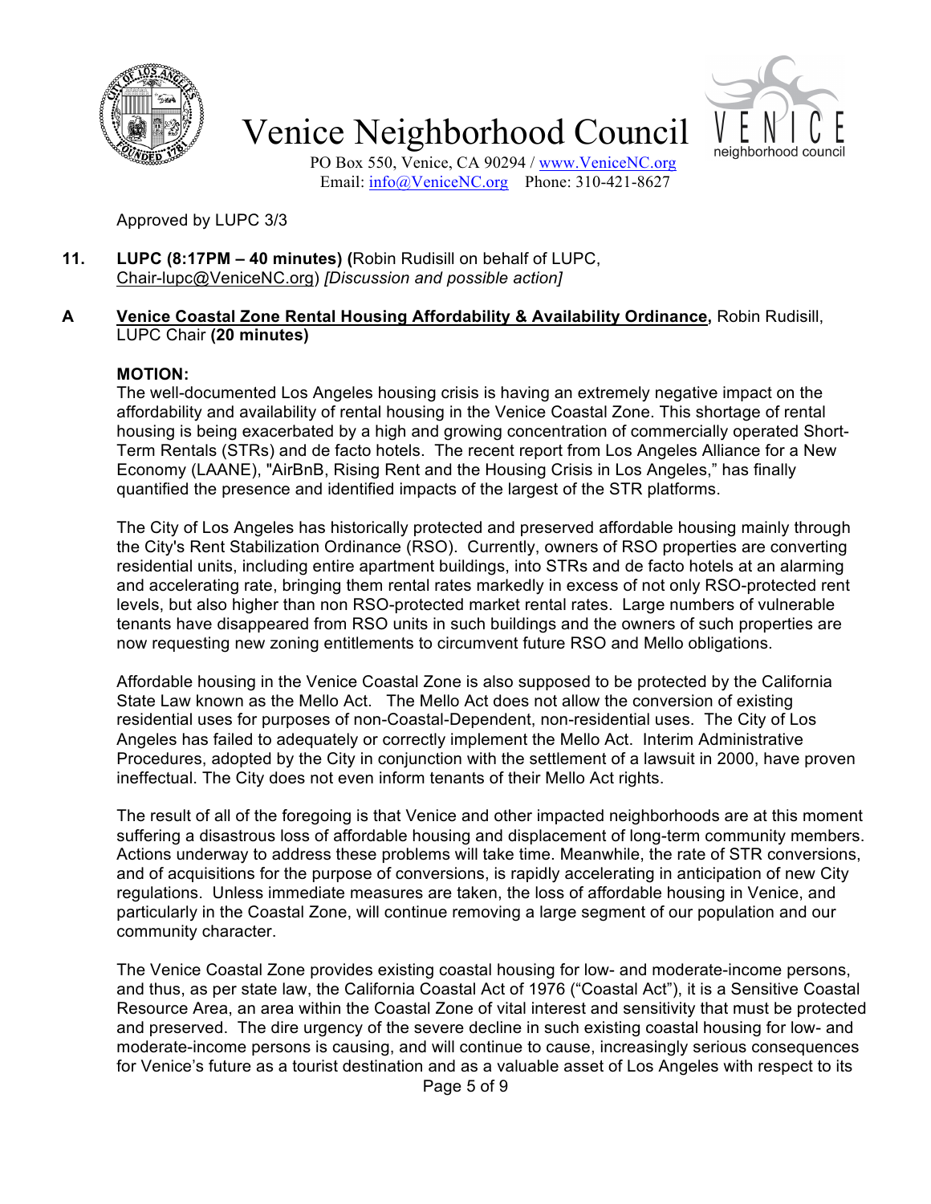Approved by LUPC 3/3

**11. LUPC (8:17PM – 40 minutes) (**Robin Rudisill on behalf of LUPC, Chair-lupc@VeniceNC.org) *[Discussion and possible action]*

**A** **Venice Coastal Zone Rental Housing Affordability & Availability Ordinance,** Robin Rudisill, LUPC Chair **(20 minutes)**

**MOTION:**

The well-documented Los Angeles housing crisis is having an extremely negative impact on the affordability and availability of rental housing in the Venice Coastal Zone. This shortage of rental housing is being exacerbated by a high and growing concentration of commercially operated Short-Term Rentals (STRs) and de facto hotels. The recent report from Los Angeles Alliance for a New Economy (LAANE), "AirBnB, Rising Rent and the Housing Crisis in Los Angeles," has finally quantified the presence and identified impacts of the largest of the STR platforms.

The City of Los Angeles has historically protected and preserved affordable housing mainly through the City's Rent Stabilization Ordinance (RSO). Currently, owners of RSO properties are converting residential units, including entire apartment buildings, into STRs and de facto hotels at an alarming and accelerating rate, bringing them rental rates markedly in excess of not only RSO-protected rent levels, but also higher than non RSO-protected market rental rates. Large numbers of vulnerable tenants have disappeared from RSO units in such buildings and the owners of such properties are now requesting new zoning entitlements to circumvent future RSO and Mello obligations.

Affordable housing in the Venice Coastal Zone is also supposed to be protected by the California State Law known as the Mello Act. The Mello Act does not allow the conversion of existing residential uses for purposes of non-Coastal-Dependent, non-residential uses. The City of Los Angeles has failed to adequately or correctly implement the Mello Act. Interim Administrative Procedures, adopted by the City in conjunction with the settlement of a lawsuit in 2000, have proven ineffectual. The City does not even inform tenants of their Mello Act rights.

The result of all of the foregoing is that Venice and other impacted neighborhoods are at this moment suffering a disastrous loss of affordable housing and displacement of long-term community members. Actions underway to address these problems will take time. Meanwhile, the rate of STR conversions, and of acquisitions for the purpose of conversions, is rapidly accelerating in anticipation of new City regulations. Unless immediate measures are taken, the loss of affordable housing in Venice, and particularly in the Coastal Zone, will continue removing a large segment of our population and our community character.

The Venice Coastal Zone provides existing coastal housing for low- and moderate-income persons, and thus, as per state law, the California Coastal Act of 1976 ("Coastal Act"), it is a Sensitive Coastal Resource Area, an area within the Coastal Zone of vital interest and sensitivity that must be protected and preserved. The dire urgency of the severe decline in such existing coastal housing for low- and moderate-income persons is causing, and will continue to cause, increasingly serious consequences for Venice's future as a tourist destination and as a valuable asset of Los Angeles with respect to its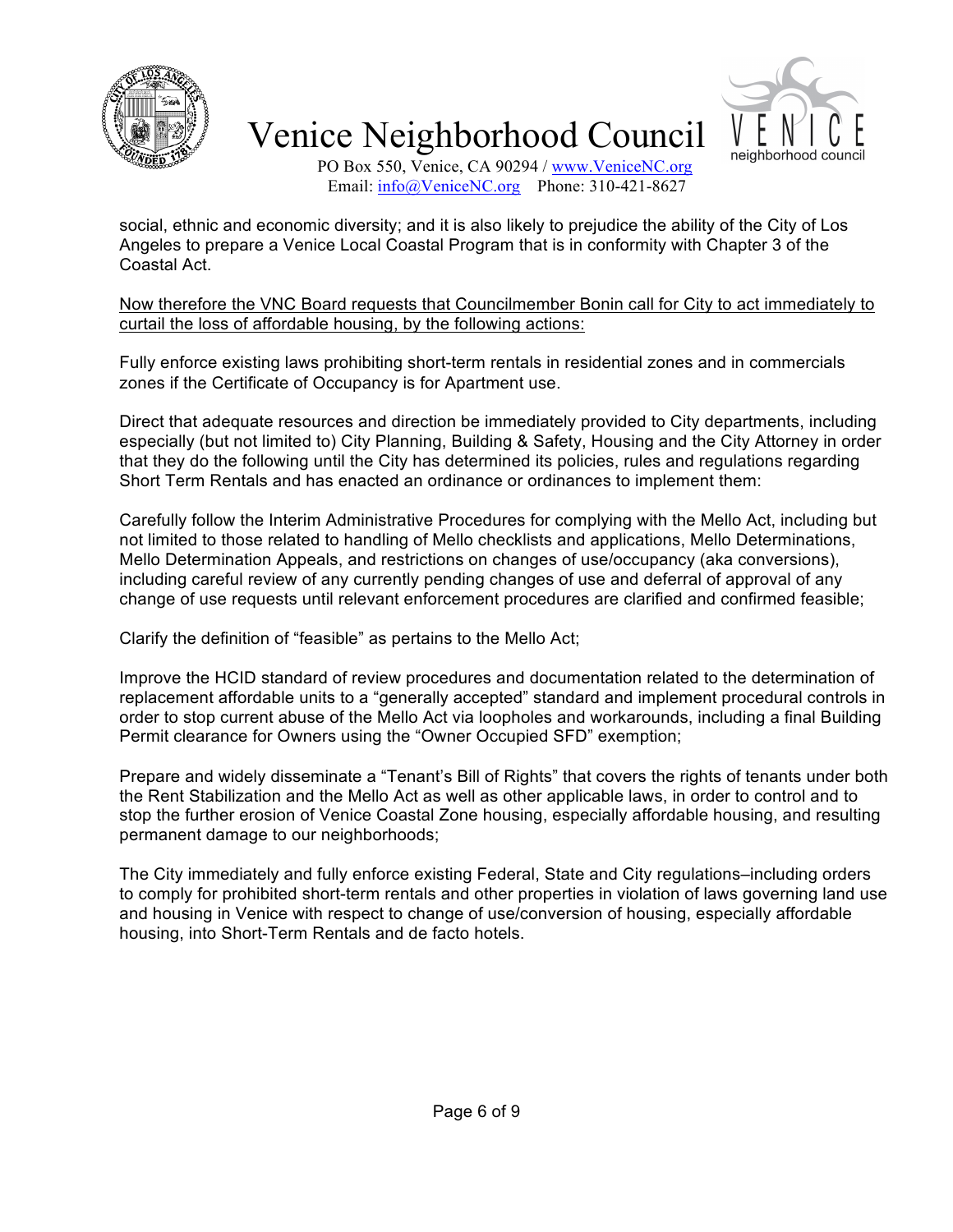social, ethnic and economic diversity; and it is also likely to prejudice the ability of the City of Los Angeles to prepare a Venice Local Coastal Program that is in conformity with Chapter 3 of the Coastal Act.

<u>Now therefore the VNC Board requests that Councilmember Bonin call for City to act immediately to curtail the loss of affordable housing, by the following actions:</u>

Fully enforce existing laws prohibiting short-term rentals in residential zones and in commercials zones if the Certificate of Occupancy is for Apartment use.

Direct that adequate resources and direction be immediately provided to City departments, including especially (but not limited to) City Planning, Building & Safety, Housing and the City Attorney in order that they do the following until the City has determined its policies, rules and regulations regarding Short Term Rentals and has enacted an ordinance or ordinances to implement them:

Carefully follow the Interim Administrative Procedures for complying with the Mello Act, including but not limited to those related to handling of Mello checklists and applications, Mello Determinations, Mello Determination Appeals, and restrictions on changes of use/occupancy (aka conversions), including careful review of any currently pending changes of use and deferral of approval of any change of use requests until relevant enforcement procedures are clarified and confirmed feasible;

Clarify the definition of "feasible" as pertains to the Mello Act;

Improve the HCID standard of review procedures and documentation related to the determination of replacement affordable units to a "generally accepted" standard and implement procedural controls in order to stop current abuse of the Mello Act via loopholes and workarounds, including a final Building Permit clearance for Owners using the "Owner Occupied SFD" exemption;

Prepare and widely disseminate a "Tenant's Bill of Rights" that covers the rights of tenants under both the Rent Stabilization and the Mello Act as well as other applicable laws, in order to control and to stop the further erosion of Venice Coastal Zone housing, especially affordable housing, and resulting permanent damage to our neighborhoods;

The City immediately and fully enforce existing Federal, State and City regulations–including orders to comply for prohibited short-term rentals and other properties in violation of laws governing land use and housing in Venice with respect to change of use/conversion of housing, especially affordable housing, into Short-Term Rentals and de facto hotels.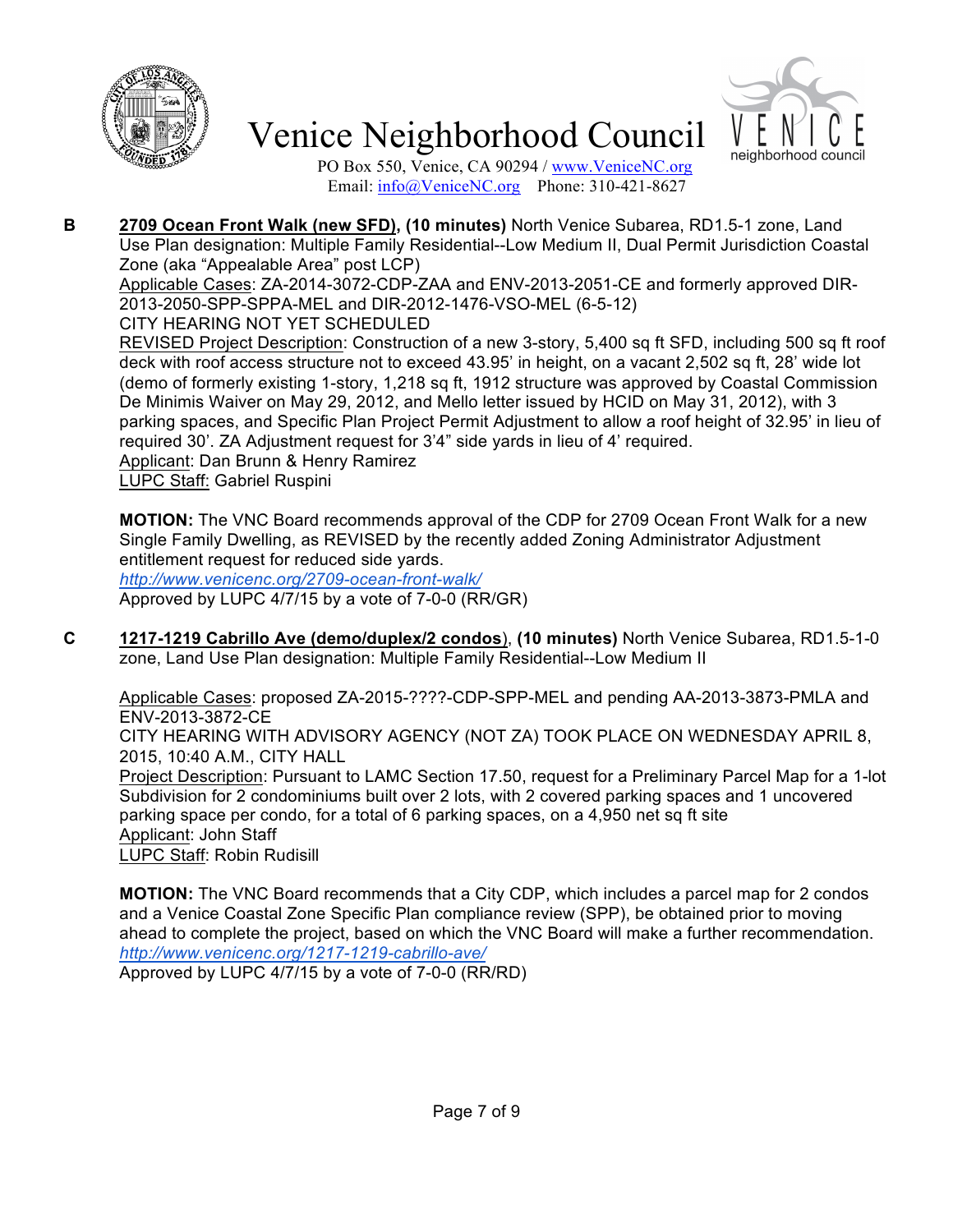# Venice Neighborhood Council

PO Box 550, Venice, CA 90294 / [www.VeniceNC.org](http://www.VeniceNC.org)
Email: [info@VeniceNC.org](mailto:info@VeniceNC.org) Phone: 310-421-8627

**B** **2709 Ocean Front Walk (new SFD), (10 minutes)** North Venice Subarea, RD1.5-1 zone, Land Use Plan designation: Multiple Family Residential--Low Medium II, Dual Permit Jurisdiction Coastal Zone (aka "Appealable Area" post LCP)
Applicable Cases: ZA-2014-3072-CDP-ZAA and ENV-2013-2051-CE and formerly approved DIR-2013-2050-SPP-SPPA-MEL and DIR-2012-1476-VSO-MEL (6-5-12)
CITY HEARING NOT YET SCHEDULED
REVISED Project Description: Construction of a new 3-story, 5,400 sq ft SFD, including 500 sq ft roof deck with roof access structure not to exceed 43.95' in height, on a vacant 2,502 sq ft, 28' wide lot (demo of formerly existing 1-story, 1,218 sq ft, 1912 structure was approved by Coastal Commission De Minimis Waiver on May 29, 2012, and Mello letter issued by HCID on May 31, 2012), with 3 parking spaces, and Specific Plan Project Permit Adjustment to allow a roof height of 32.95' in lieu of required 30'. ZA Adjustment request for 3'4" side yards in lieu of 4' required.
Applicant: Dan Brunn & Henry Ramirez
LUPC Staff: Gabriel Ruspini

**MOTION:** The VNC Board recommends approval of the CDP for 2709 Ocean Front Walk for a new Single Family Dwelling, as REVISED by the recently added Zoning Administrator Adjustment entitlement request for reduced side yards.
*http://www.venicenc.org/2709-ocean-front-walk/*
Approved by LUPC 4/7/15 by a vote of 7-0-0 (RR/GR)

**C** **1217-1219 Cabrillo Ave (demo/duplex/2 condos), (10 minutes)** North Venice Subarea, RD1.5-1-0 zone, Land Use Plan designation: Multiple Family Residential--Low Medium II

Applicable Cases: proposed ZA-2015-????-CDP-SPP-MEL and pending AA-2013-3873-PMLA and ENV-2013-3872-CE
CITY HEARING WITH ADVISORY AGENCY (NOT ZA) TOOK PLACE ON WEDNESDAY APRIL 8, 2015, 10:40 A.M., CITY HALL
Project Description: Pursuant to LAMC Section 17.50, request for a Preliminary Parcel Map for a 1-lot Subdivision for 2 condominiums built over 2 lots, with 2 covered parking spaces and 1 uncovered parking space per condo, for a total of 6 parking spaces, on a 4,950 net sq ft site
Applicant: John Staff
LUPC Staff: Robin Rudisill

**MOTION:** The VNC Board recommends that a City CDP, which includes a parcel map for 2 condos and a Venice Coastal Zone Specific Plan compliance review (SPP), be obtained prior to moving ahead to complete the project, based on which the VNC Board will make a further recommendation.
*http://www.venicenc.org/1217-1219-cabrillo-ave/*
Approved by LUPC 4/7/15 by a vote of 7-0-0 (RR/RD)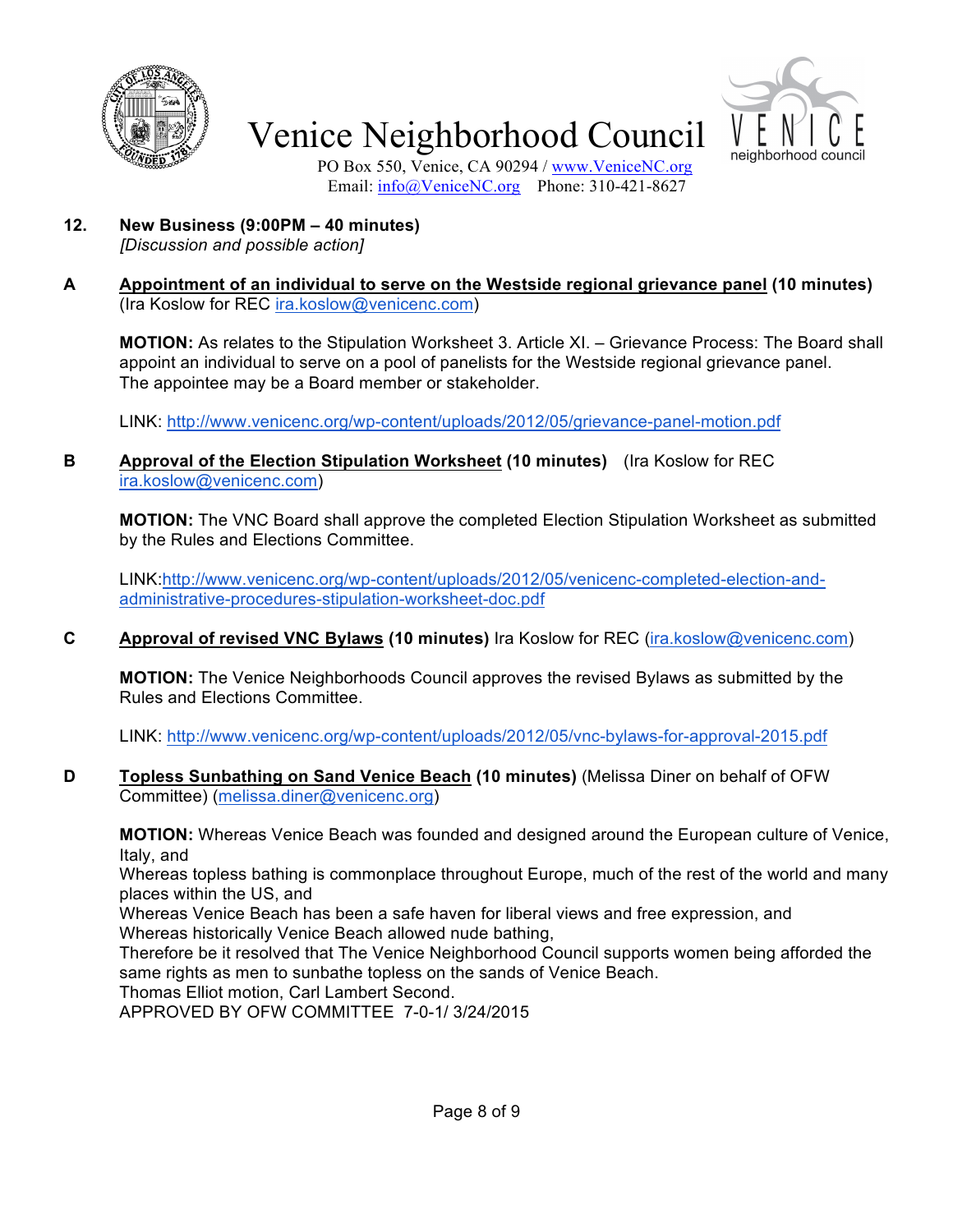# Venice Neighborhood Council

PO Box 550, Venice, CA 90294 / www.VeniceNC.org
Email: info@VeniceNC.org Phone: 310-421-8627

**12. New Business (9:00PM – 40 minutes)**
*[Discussion and possible action]*

**A** **Appointment of an individual to serve on the Westside regional grievance panel (10 minutes)** (Ira Koslow for REC ira.koslow@venicenc.com)

**MOTION:** As relates to the Stipulation Worksheet 3. Article XI. – Grievance Process: The Board shall appoint an individual to serve on a pool of panelists for the Westside regional grievance panel. The appointee may be a Board member or stakeholder.

LINK: http://www.venicenc.org/wp-content/uploads/2012/05/grievance-panel-motion.pdf

**B** **Approval of the Election Stipulation Worksheet (10 minutes)** (Ira Koslow for REC ira.koslow@venicenc.com)

**MOTION:** The VNC Board shall approve the completed Election Stipulation Worksheet as submitted by the Rules and Elections Committee.

LINK:http://www.venicenc.org/wp-content/uploads/2012/05/venicenc-completed-election-and-administrative-procedures-stipulation-worksheet-doc.pdf

**C** **Approval of revised VNC Bylaws (10 minutes)** Ira Koslow for REC (ira.koslow@venicenc.com)

**MOTION:** The Venice Neighborhoods Council approves the revised Bylaws as submitted by the Rules and Elections Committee.

LINK: http://www.venicenc.org/wp-content/uploads/2012/05/vnc-bylaws-for-approval-2015.pdf

**D** **Topless Sunbathing on Sand Venice Beach (10 minutes)** (Melissa Diner on behalf of OFW Committee) (melissa.diner@venicenc.org)

**MOTION:** Whereas Venice Beach was founded and designed around the European culture of Venice, Italy, and
Whereas topless bathing is commonplace throughout Europe, much of the rest of the world and many places within the US, and
Whereas Venice Beach has been a safe haven for liberal views and free expression, and
Whereas historically Venice Beach allowed nude bathing,
Therefore be it resolved that The Venice Neighborhood Council supports women being afforded the same rights as men to sunbathe topless on the sands of Venice Beach.
Thomas Elliot motion, Carl Lambert Second.
APPROVED BY OFW COMMITTEE 7-0-1/ 3/24/2015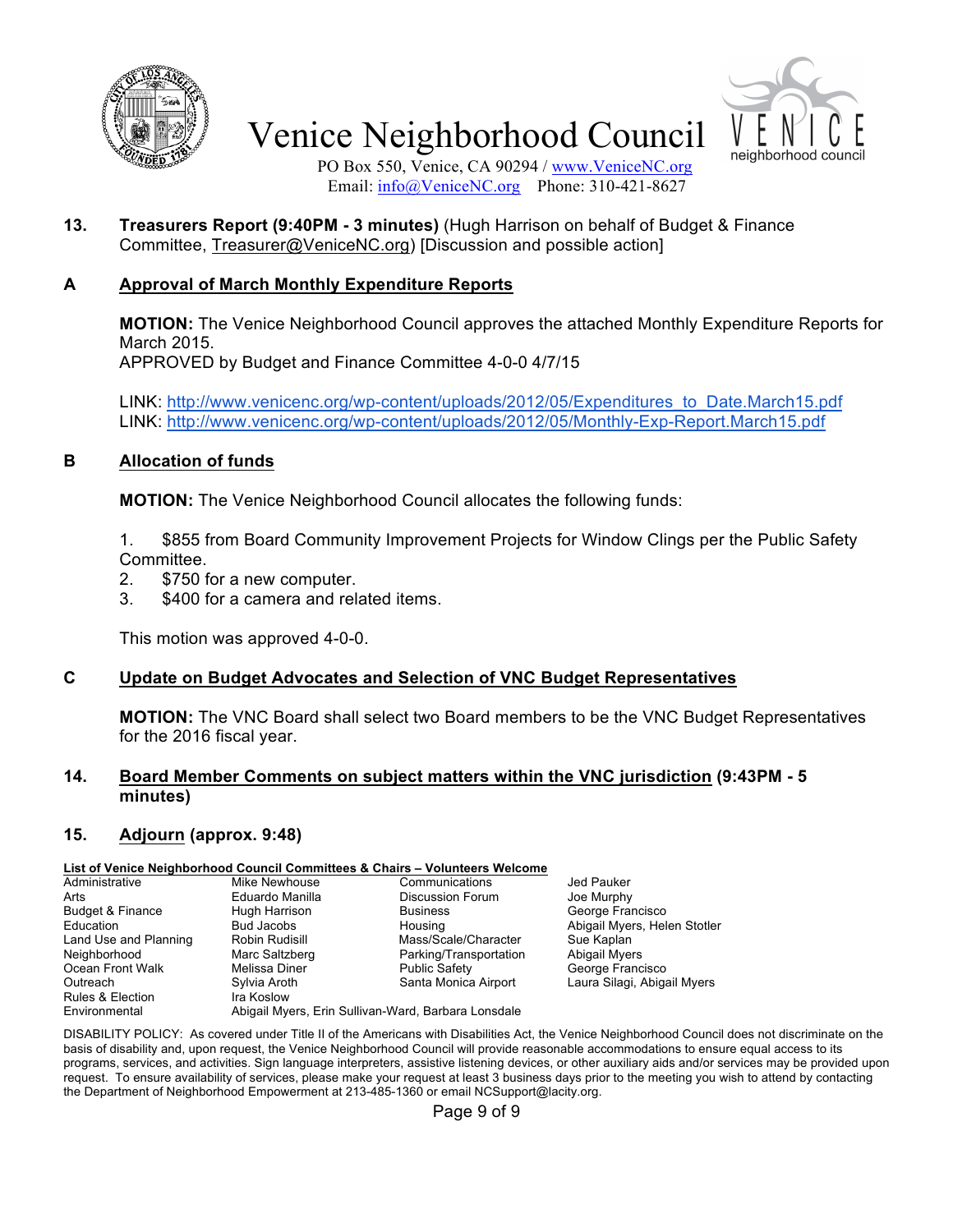# Venice Neighborhood Council

PO Box 550, Venice, CA 90294 / www.VeniceNC.org
Email: info@VeniceNC.org Phone: 310-421-8627

**13. Treasurers Report (9:40PM - 3 minutes)** (Hugh Harrison on behalf of Budget & Finance Committee, Treasurer@VeniceNC.org) [Discussion and possible action]

**A Approval of March Monthly Expenditure Reports**

**MOTION:** The Venice Neighborhood Council approves the attached Monthly Expenditure Reports for March 2015.
APPROVED by Budget and Finance Committee 4-0-0 4/7/15

LINK: http://www.venicenc.org/wp-content/uploads/2012/05/Expenditures_to_Date.March15.pdf
LINK: http://www.venicenc.org/wp-content/uploads/2012/05/Monthly-Exp-Report.March15.pdf

**B Allocation of funds**

**MOTION:** The Venice Neighborhood Council allocates the following funds:

1. $855 from Board Community Improvement Projects for Window Clings per the Public Safety Committee.
2. $750 for a new computer.
3. $400 for a camera and related items.

This motion was approved 4-0-0.

**C Update on Budget Advocates and Selection of VNC Budget Representatives**

**MOTION:** The VNC Board shall select two Board members to be the VNC Budget Representatives for the 2016 fiscal year.

**14. Board Member Comments on subject matters within the VNC jurisdiction (9:43PM - 5 minutes)**

**15. Adjourn (approx. 9:48)**

**List of Venice Neighborhood Council Committees & Chairs – Volunteers Welcome**

| | | | |
|---|---|---|---|
| Administrative | Mike Newhouse | Communications | Jed Pauker |
| Arts | Eduardo Manilla | Discussion Forum | Joe Murphy |
| Budget & Finance | Hugh Harrison | Business | George Francisco |
| Education | Bud Jacobs | Housing | Abigail Myers, Helen Stotler |
| Land Use and Planning | Robin Rudisill | Mass/Scale/Character | Sue Kaplan |
| Neighborhood | Marc Saltzberg | Parking/Transportation | Abigail Myers |
| Ocean Front Walk | Melissa Diner | Public Safety | George Francisco |
| Outreach | Sylvia Aroth | Santa Monica Airport | Laura Silagi, Abigail Myers |
| Rules & Election | Ira Koslow | | |
| Environmental | Abigail Myers, Erin Sullivan-Ward, Barbara Lonsdale | | |

DISABILITY POLICY: As covered under Title II of the Americans with Disabilities Act, the Venice Neighborhood Council does not discriminate on the basis of disability and, upon request, the Venice Neighborhood Council will provide reasonable accommodations to ensure equal access to its programs, services, and activities. Sign language interpreters, assistive listening devices, or other auxiliary aids and/or services may be provided upon request. To ensure availability of services, please make your request at least 3 business days prior to the meeting you wish to attend by contacting the Department of Neighborhood Empowerment at 213-485-1360 or email NCSupport@lacity.org.